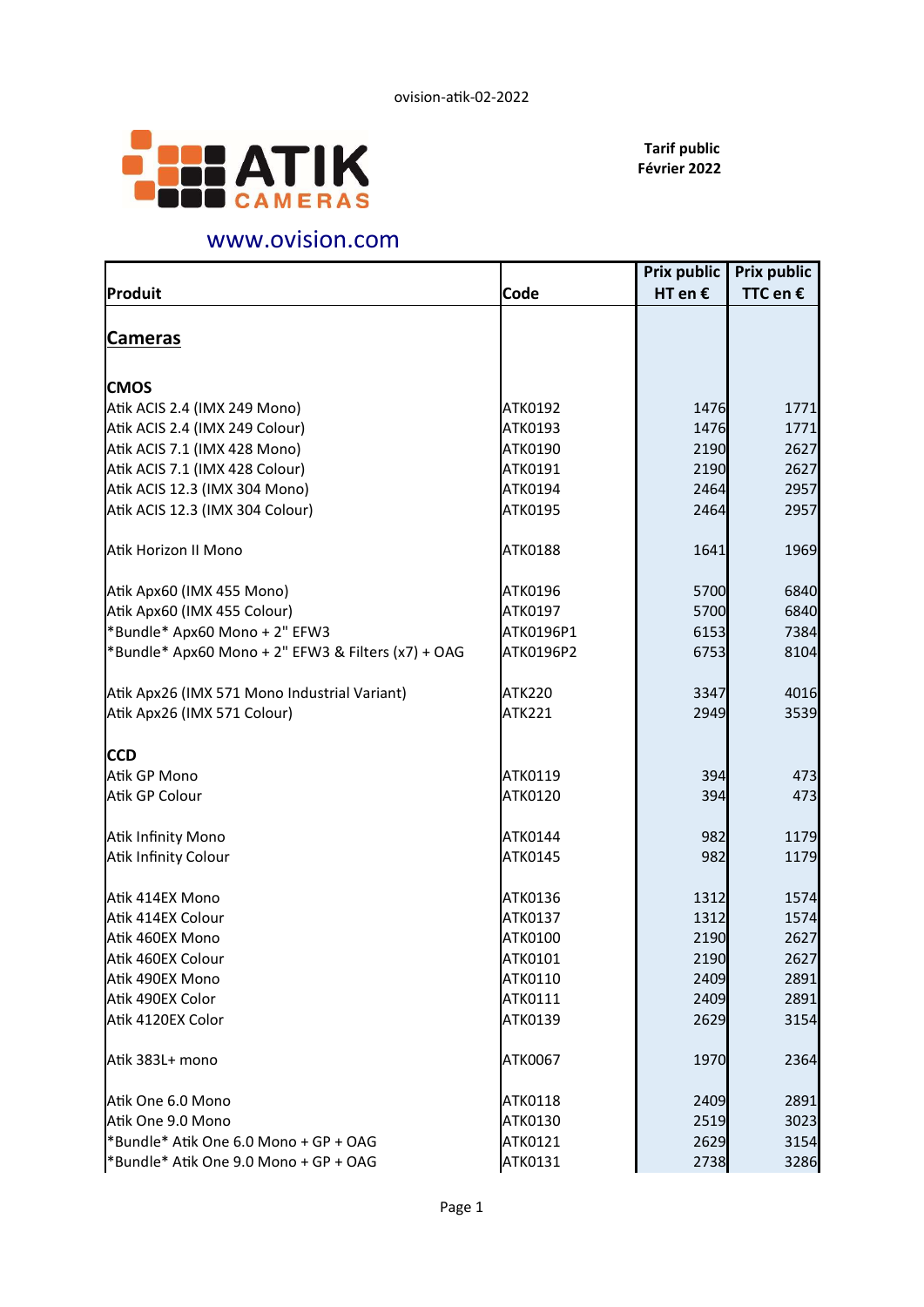ovision-atik-02-2022

ATIK CAMERAS

**Tarif public**
**Février 2022**

www.ovision.com

| Produit | Code | Prix public HT en € | Prix public TTC en € |
|---|---|---|---|
| **Cameras** | | | |
| **CMOS** | | | |
| Atik ACIS 2.4 (IMX 249 Mono) | ATK0192 | 1476 | 1771 |
| Atik ACIS 2.4 (IMX 249 Colour) | ATK0193 | 1476 | 1771 |
| Atik ACIS 7.1 (IMX 428 Mono) | ATK0190 | 2190 | 2627 |
| Atik ACIS 7.1 (IMX 428 Colour) | ATK0191 | 2190 | 2627 |
| Atik ACIS 12.3 (IMX 304 Mono) | ATK0194 | 2464 | 2957 |
| Atik ACIS 12.3 (IMX 304 Colour) | ATK0195 | 2464 | 2957 |
| Atik Horizon II Mono | ATK0188 | 1641 | 1969 |
| Atik Apx60 (IMX 455 Mono) | ATK0196 | 5700 | 6840 |
| Atik Apx60 (IMX 455 Colour) | ATK0197 | 5700 | 6840 |
| *Bundle* Apx60 Mono + 2" EFW3 | ATK0196P1 | 6153 | 7384 |
| *Bundle* Apx60 Mono + 2" EFW3 & Filters (x7) + OAG | ATK0196P2 | 6753 | 8104 |
| Atik Apx26 (IMX 571 Mono Industrial Variant) | ATK220 | 3347 | 4016 |
| Atik Apx26 (IMX 571 Colour) | ATK221 | 2949 | 3539 |
| **CCD** | | | |
| Atik GP Mono | ATK0119 | 394 | 473 |
| Atik GP Colour | ATK0120 | 394 | 473 |
| Atik Infinity Mono | ATK0144 | 982 | 1179 |
| Atik Infinity Colour | ATK0145 | 982 | 1179 |
| Atik 414EX Mono | ATK0136 | 1312 | 1574 |
| Atik 414EX Colour | ATK0137 | 1312 | 1574 |
| Atik 460EX Mono | ATK0100 | 2190 | 2627 |
| Atik 460EX Colour | ATK0101 | 2190 | 2627 |
| Atik 490EX Mono | ATK0110 | 2409 | 2891 |
| Atik 490EX Color | ATK0111 | 2409 | 2891 |
| Atik 4120EX Color | ATK0139 | 2629 | 3154 |
| Atik 383L+ mono | ATK0067 | 1970 | 2364 |
| Atik One 6.0 Mono | ATK0118 | 2409 | 2891 |
| Atik One 9.0 Mono | ATK0130 | 2519 | 3023 |
| *Bundle* Atik One 6.0 Mono + GP + OAG | ATK0121 | 2629 | 3154 |
| *Bundle* Atik One 9.0 Mono + GP + OAG | ATK0131 | 2738 | 3286 |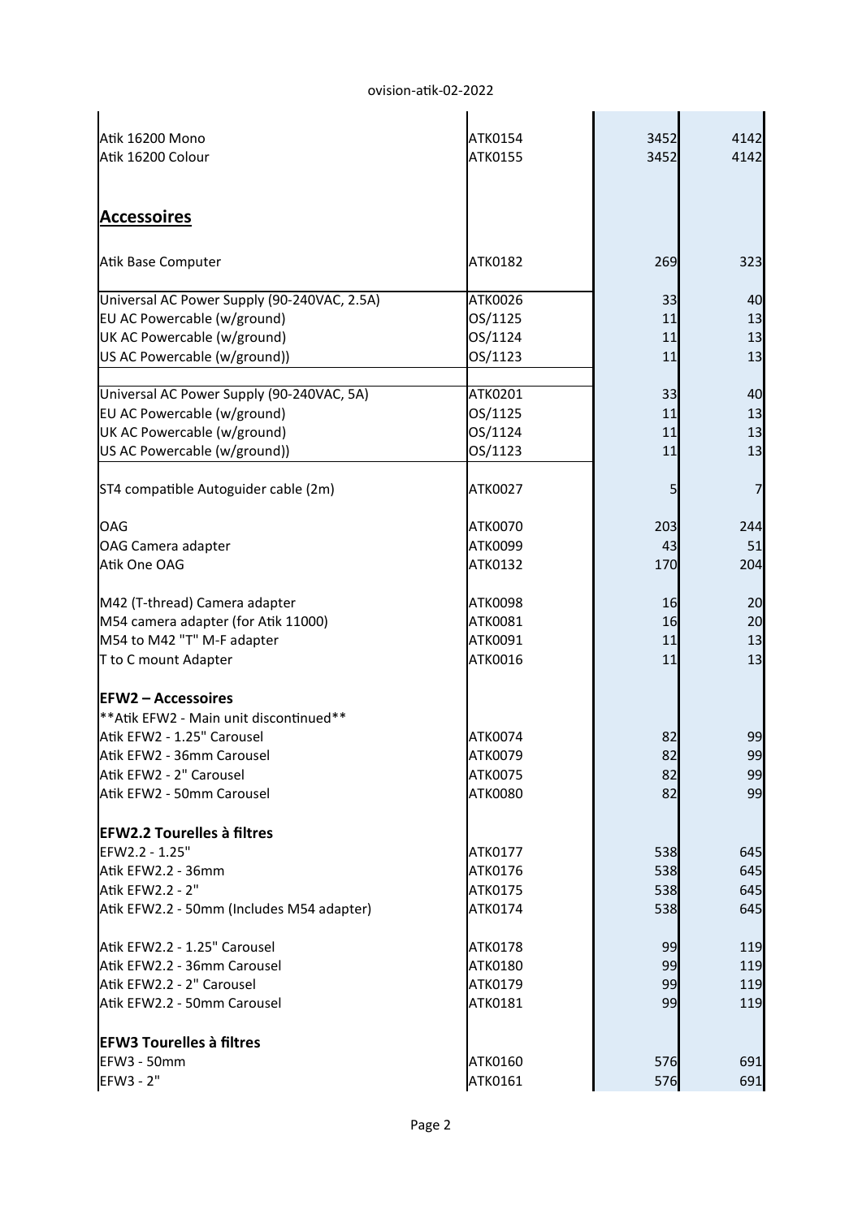| | | | |
|---|---|---|---|
| Atik 16200 Mono | ATK0154 | 3452 | 4142 |
| Atik 16200 Colour | ATK0155 | 3452 | 4142 |
| | | | |
| **Accessoires** | | | |
| | | | |
| Atik Base Computer | ATK0182 | 269 | 323 |
| | | | |
| Universal AC Power Supply (90-240VAC, 2.5A) | ATK0026 | 33 | 40 |
| EU AC Powercable (w/ground) | OS/1125 | 11 | 13 |
| UK AC Powercable (w/ground) | OS/1124 | 11 | 13 |
| US AC Powercable (w/ground)) | OS/1123 | 11 | 13 |
| | | | |
| Universal AC Power Supply (90-240VAC, 5A) | ATK0201 | 33 | 40 |
| EU AC Powercable (w/ground) | OS/1125 | 11 | 13 |
| UK AC Powercable (w/ground) | OS/1124 | 11 | 13 |
| US AC Powercable (w/ground)) | OS/1123 | 11 | 13 |
| | | | |
| ST4 compatible Autoguider cable (2m) | ATK0027 | 5 | 7 |
| | | | |
| OAG | ATK0070 | 203 | 244 |
| OAG Camera adapter | ATK0099 | 43 | 51 |
| Atik One OAG | ATK0132 | 170 | 204 |
| | | | |
| M42 (T-thread) Camera adapter | ATK0098 | 16 | 20 |
| M54 camera adapter (for Atik 11000) | ATK0081 | 16 | 20 |
| M54 to M42 "T" M-F adapter | ATK0091 | 11 | 13 |
| T to C mount Adapter | ATK0016 | 11 | 13 |
| | | | |
| **EFW2 – Accessoires** | | | |
| **Atik EFW2 - Main unit discontinued** | | | |
| Atik EFW2 - 1.25" Carousel | ATK0074 | 82 | 99 |
| Atik EFW2 - 36mm Carousel | ATK0079 | 82 | 99 |
| Atik EFW2 - 2" Carousel | ATK0075 | 82 | 99 |
| Atik EFW2 - 50mm Carousel | ATK0080 | 82 | 99 |
| | | | |
| **EFW2.2 Tourelles à filtres** | | | |
| EFW2.2 - 1.25" | ATK0177 | 538 | 645 |
| Atik EFW2.2 - 36mm | ATK0176 | 538 | 645 |
| Atik EFW2.2 - 2" | ATK0175 | 538 | 645 |
| Atik EFW2.2 - 50mm (Includes M54 adapter) | ATK0174 | 538 | 645 |
| | | | |
| Atik EFW2.2 - 1.25" Carousel | ATK0178 | 99 | 119 |
| Atik EFW2.2 - 36mm Carousel | ATK0180 | 99 | 119 |
| Atik EFW2.2 - 2" Carousel | ATK0179 | 99 | 119 |
| Atik EFW2.2 - 50mm Carousel | ATK0181 | 99 | 119 |
| | | | |
| **EFW3 Tourelles à filtres** | | | |
| EFW3 - 50mm | ATK0160 | 576 | 691 |
| EFW3 - 2" | ATK0161 | 576 | 691 |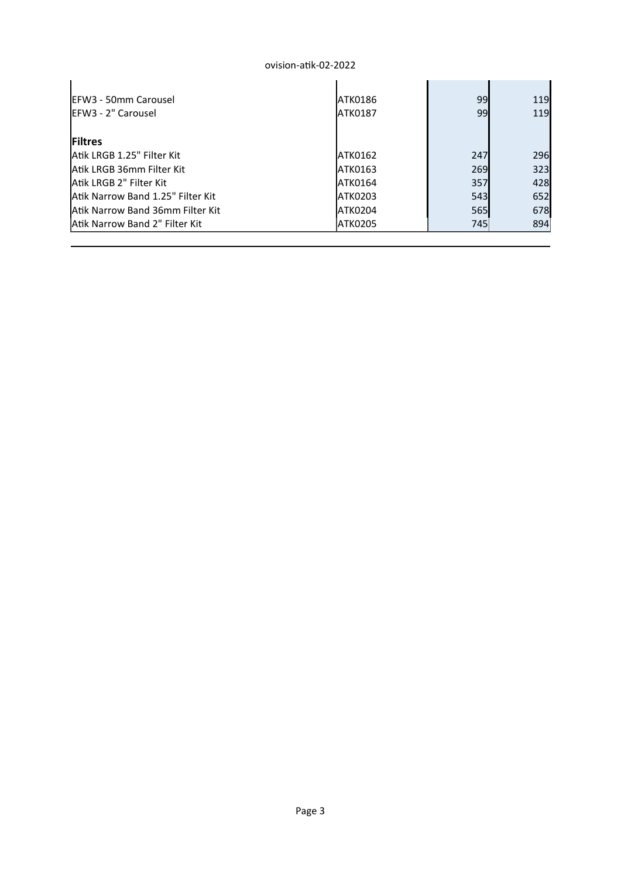| | | | |
|---|---|---|---|
| EFW3 - 50mm Carousel | ATK0186 | 99 | 119 |
| EFW3 - 2" Carousel | ATK0187 | 99 | 119 |
| | | | |
| **Filtres** | | | |
| Atik LRGB 1.25" Filter Kit | ATK0162 | 247 | 296 |
| Atik LRGB 36mm Filter Kit | ATK0163 | 269 | 323 |
| Atik LRGB 2" Filter Kit | ATK0164 | 357 | 428 |
| Atik Narrow Band 1.25" Filter Kit | ATK0203 | 543 | 652 |
| Atik Narrow Band 36mm Filter Kit | ATK0204 | 565 | 678 |
| Atik Narrow Band 2" Filter Kit | ATK0205 | 745 | 894 |